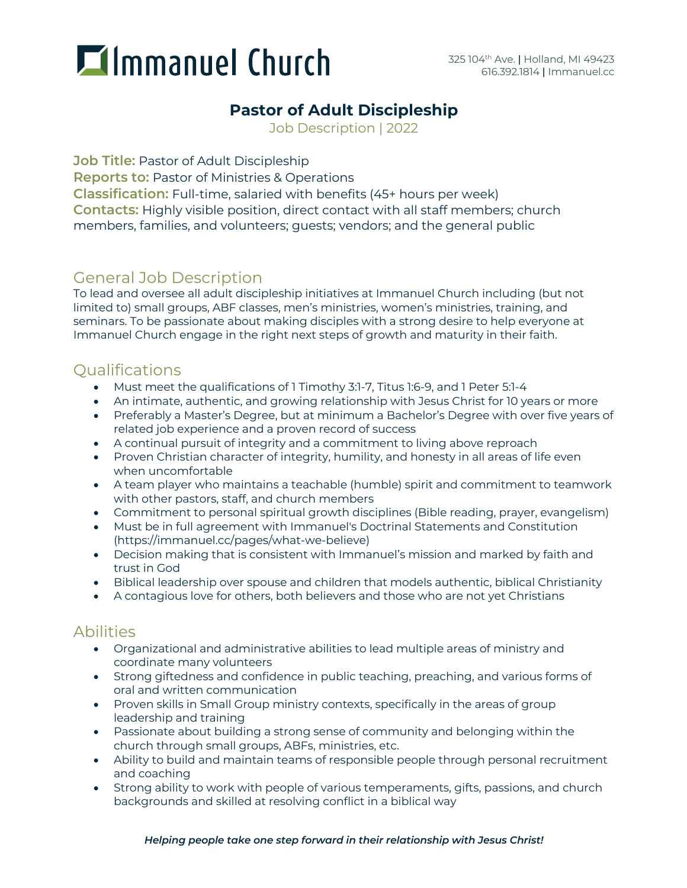# Immanuel Church

325 104th Ave. | Holland, MI 49423
616.392.1814 | Immanuel.cc

## Pastor of Adult Discipleship

Job Description | 2022

**Job Title:** Pastor of Adult Discipleship
**Reports to:** Pastor of Ministries & Operations
**Classification:** Full-time, salaried with benefits (45+ hours per week)
**Contacts:** Highly visible position, direct contact with all staff members; church members, families, and volunteers; guests; vendors; and the general public

## General Job Description

To lead and oversee all adult discipleship initiatives at Immanuel Church including (but not limited to) small groups, ABF classes, men's ministries, women's ministries, training, and seminars. To be passionate about making disciples with a strong desire to help everyone at Immanuel Church engage in the right next steps of growth and maturity in their faith.

## Qualifications

- Must meet the qualifications of 1 Timothy 3:1-7, Titus 1:6-9, and 1 Peter 5:1-4
- An intimate, authentic, and growing relationship with Jesus Christ for 10 years or more
- Preferably a Master's Degree, but at minimum a Bachelor's Degree with over five years of related job experience and a proven record of success
- A continual pursuit of integrity and a commitment to living above reproach
- Proven Christian character of integrity, humility, and honesty in all areas of life even when uncomfortable
- A team player who maintains a teachable (humble) spirit and commitment to teamwork with other pastors, staff, and church members
- Commitment to personal spiritual growth disciplines (Bible reading, prayer, evangelism)
- Must be in full agreement with Immanuel's Doctrinal Statements and Constitution (https://immanuel.cc/pages/what-we-believe)
- Decision making that is consistent with Immanuel's mission and marked by faith and trust in God
- Biblical leadership over spouse and children that models authentic, biblical Christianity
- A contagious love for others, both believers and those who are not yet Christians

## Abilities

- Organizational and administrative abilities to lead multiple areas of ministry and coordinate many volunteers
- Strong giftedness and confidence in public teaching, preaching, and various forms of oral and written communication
- Proven skills in Small Group ministry contexts, specifically in the areas of group leadership and training
- Passionate about building a strong sense of community and belonging within the church through small groups, ABFs, ministries, etc.
- Ability to build and maintain teams of responsible people through personal recruitment and coaching
- Strong ability to work with people of various temperaments, gifts, passions, and church backgrounds and skilled at resolving conflict in a biblical way

*Helping people take one step forward in their relationship with Jesus Christ!*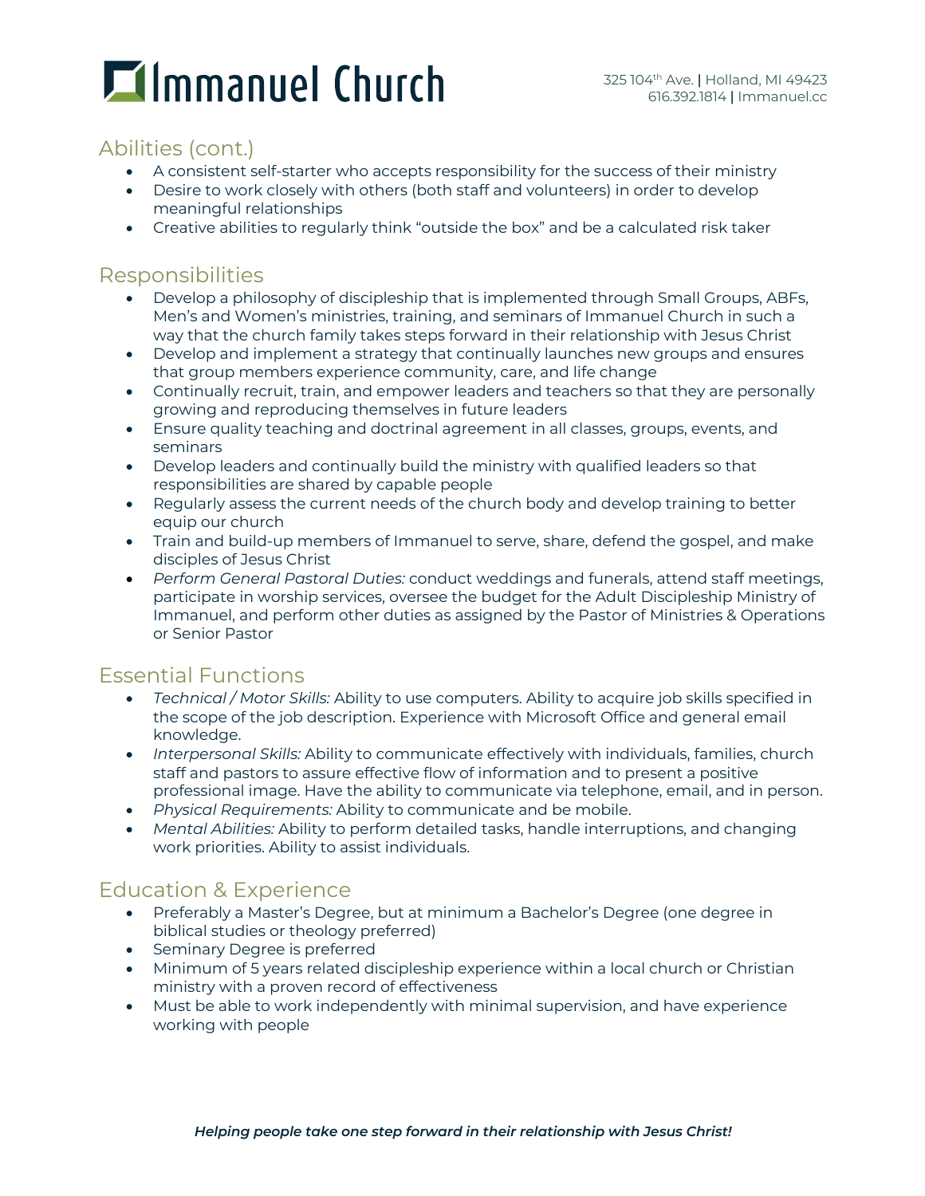## Abilities (cont.)

- A consistent self-starter who accepts responsibility for the success of their ministry
- Desire to work closely with others (both staff and volunteers) in order to develop meaningful relationships
- Creative abilities to regularly think "outside the box" and be a calculated risk taker

## Responsibilities

- Develop a philosophy of discipleship that is implemented through Small Groups, ABFs, Men's and Women's ministries, training, and seminars of Immanuel Church in such a way that the church family takes steps forward in their relationship with Jesus Christ
- Develop and implement a strategy that continually launches new groups and ensures that group members experience community, care, and life change
- Continually recruit, train, and empower leaders and teachers so that they are personally growing and reproducing themselves in future leaders
- Ensure quality teaching and doctrinal agreement in all classes, groups, events, and seminars
- Develop leaders and continually build the ministry with qualified leaders so that responsibilities are shared by capable people
- Regularly assess the current needs of the church body and develop training to better equip our church
- Train and build-up members of Immanuel to serve, share, defend the gospel, and make disciples of Jesus Christ
- *Perform General Pastoral Duties:* conduct weddings and funerals, attend staff meetings, participate in worship services, oversee the budget for the Adult Discipleship Ministry of Immanuel, and perform other duties as assigned by the Pastor of Ministries & Operations or Senior Pastor

## Essential Functions

- *Technical / Motor Skills:* Ability to use computers. Ability to acquire job skills specified in the scope of the job description. Experience with Microsoft Office and general email knowledge.
- *Interpersonal Skills:* Ability to communicate effectively with individuals, families, church staff and pastors to assure effective flow of information and to present a positive professional image. Have the ability to communicate via telephone, email, and in person.
- *Physical Requirements:* Ability to communicate and be mobile.
- *Mental Abilities:* Ability to perform detailed tasks, handle interruptions, and changing work priorities. Ability to assist individuals.

## Education & Experience

- Preferably a Master's Degree, but at minimum a Bachelor's Degree (one degree in biblical studies or theology preferred)
- Seminary Degree is preferred
- Minimum of 5 years related discipleship experience within a local church or Christian ministry with a proven record of effectiveness
- Must be able to work independently with minimal supervision, and have experience working with people